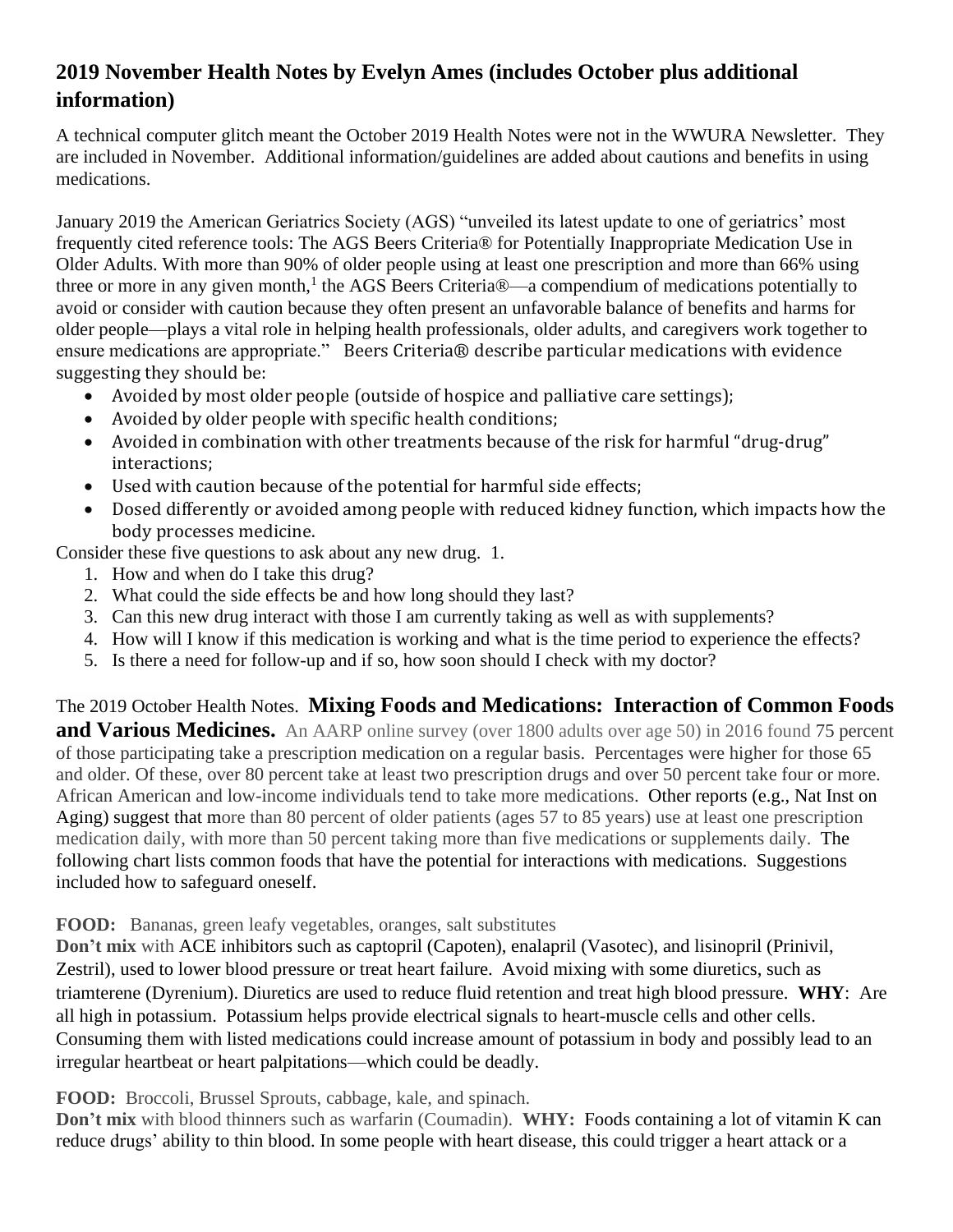## 2019 November Health Notes by Evelyn Ames (includes October plus additional information)

A technical computer glitch meant the October 2019 Health Notes were not in the WWURA Newsletter. They are included in November. Additional information/guidelines are added about cautions and benefits in using medications.

January 2019 the American Geriatrics Society (AGS) "unveiled its latest update to one of geriatrics' most frequently cited reference tools: The AGS Beers Criteria® for Potentially Inappropriate Medication Use in Older Adults. With more than 90% of older people using at least one prescription and more than 66% using three or more in any given month,[1] the AGS Beers Criteria®—a compendium of medications potentially to avoid or consider with caution because they often present an unfavorable balance of benefits and harms for older people—plays a vital role in helping health professionals, older adults, and caregivers work together to ensure medications are appropriate." Beers Criteria® describe particular medications with evidence suggesting they should be:

- Avoided by most older people (outside of hospice and palliative care settings);
- Avoided by older people with specific health conditions;
- Avoided in combination with other treatments because of the risk for harmful "drug-drug" interactions;
- Used with caution because of the potential for harmful side effects;
- Dosed differently or avoided among people with reduced kidney function, which impacts how the body processes medicine.

Consider these five questions to ask about any new drug. 1.

1. How and when do I take this drug?
2. What could the side effects be and how long should they last?
3. Can this new drug interact with those I am currently taking as well as with supplements?
4. How will I know if this medication is working and what is the time period to experience the effects?
5. Is there a need for follow-up and if so, how soon should I check with my doctor?

The 2019 October Health Notes. **Mixing Foods and Medications: Interaction of Common Foods and Various Medicines.** An AARP online survey (over 1800 adults over age 50) in 2016 found 75 percent of those participating take a prescription medication on a regular basis. Percentages were higher for those 65 and older. Of these, over 80 percent take at least two prescription drugs and over 50 percent take four or more. African American and low-income individuals tend to take more medications. Other reports (e.g., Nat Inst on Aging) suggest that more than 80 percent of older patients (ages 57 to 85 years) use at least one prescription medication daily, with more than 50 percent taking more than five medications or supplements daily. The following chart lists common foods that have the potential for interactions with medications. Suggestions included how to safeguard oneself.

**FOOD:** Bananas, green leafy vegetables, oranges, salt substitutes
**Don't mix** with ACE inhibitors such as captopril (Capoten), enalapril (Vasotec), and lisinopril (Prinivil, Zestril), used to lower blood pressure or treat heart failure. Avoid mixing with some diuretics, such as triamterene (Dyrenium). Diuretics are used to reduce fluid retention and treat high blood pressure. **WHY**: Are all high in potassium. Potassium helps provide electrical signals to heart-muscle cells and other cells. Consuming them with listed medications could increase amount of potassium in body and possibly lead to an irregular heartbeat or heart palpitations—which could be deadly.

**FOOD:** Broccoli, Brussel Sprouts, cabbage, kale, and spinach.
**Don't mix** with blood thinners such as warfarin (Coumadin). **WHY:** Foods containing a lot of vitamin K can reduce drugs' ability to thin blood. In some people with heart disease, this could trigger a heart attack or a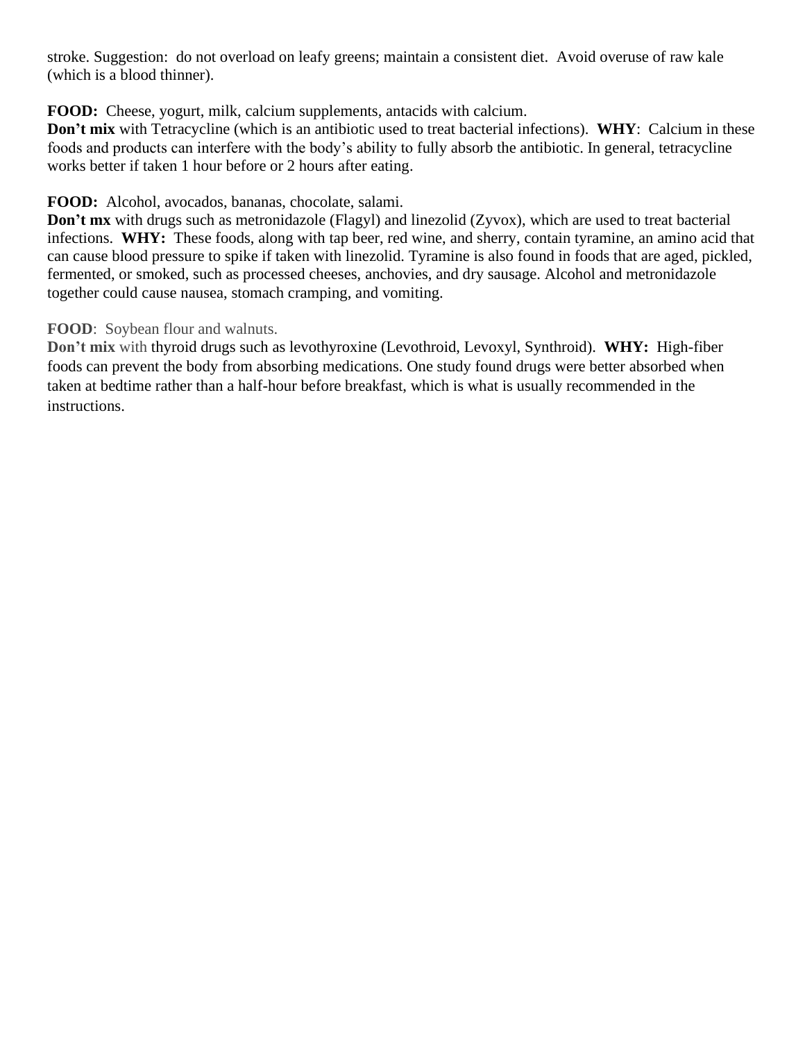stroke. Suggestion: do not overload on leafy greens; maintain a consistent diet. Avoid overuse of raw kale (which is a blood thinner).

**FOOD:** Cheese, yogurt, milk, calcium supplements, antacids with calcium.
**Don't mix** with Tetracycline (which is an antibiotic used to treat bacterial infections). **WHY**: Calcium in these foods and products can interfere with the body's ability to fully absorb the antibiotic. In general, tetracycline works better if taken 1 hour before or 2 hours after eating.

**FOOD:** Alcohol, avocados, bananas, chocolate, salami.
**Don't mx** with drugs such as metronidazole (Flagyl) and linezolid (Zyvox), which are used to treat bacterial infections. **WHY:** These foods, along with tap beer, red wine, and sherry, contain tyramine, an amino acid that can cause blood pressure to spike if taken with linezolid. Tyramine is also found in foods that are aged, pickled, fermented, or smoked, such as processed cheeses, anchovies, and dry sausage. Alcohol and metronidazole together could cause nausea, stomach cramping, and vomiting.

**FOOD**: Soybean flour and walnuts.
**Don't mix** with thyroid drugs such as levothyroxine (Levothroid, Levoxyl, Synthroid). **WHY:** High-fiber foods can prevent the body from absorbing medications. One study found drugs were better absorbed when taken at bedtime rather than a half-hour before breakfast, which is what is usually recommended in the instructions.